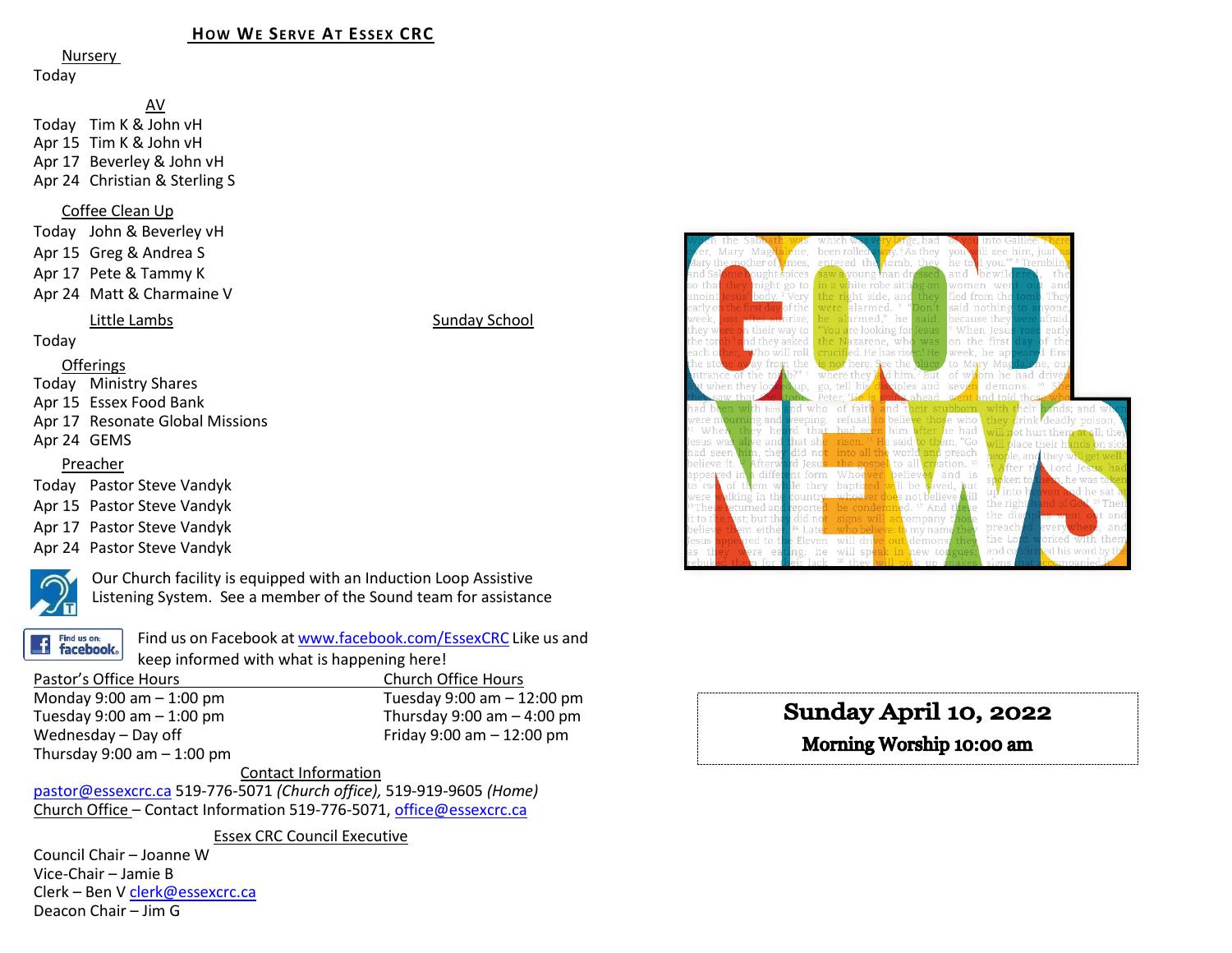## How We Serve At Essex CRC

**Nursery**

Today

**AV**

Today Tim K & John vH
Apr 15 Tim K & John vH
Apr 17 Beverley & John vH
Apr 24 Christian & Sterling S

**Coffee Clean Up**

Today John & Beverley vH
Apr 15 Greg & Andrea S
Apr 17 Pete & Tammy K
Apr 24 Matt & Charmaine V

**Little Lambs** — **Sunday School**

Today

**Offerings**

Today Ministry Shares
Apr 15 Essex Food Bank
Apr 17 Resonate Global Missions
Apr 24 GEMS

**Preacher**

Today Pastor Steve Vandyk
Apr 15 Pastor Steve Vandyk
Apr 17 Pastor Steve Vandyk
Apr 24 Pastor Steve Vandyk

Our Church facility is equipped with an Induction Loop Assistive Listening System. See a member of the Sound team for assistance

Find us on Facebook at www.facebook.com/EssexCRC Like us and keep informed with what is happening here!

**Pastor's Office Hours**

Monday 9:00 am – 1:00 pm
Tuesday 9:00 am – 1:00 pm
Wednesday – Day off
Thursday 9:00 am – 1:00 pm

**Church Office Hours**

Tuesday 9:00 am – 12:00 pm
Thursday 9:00 am – 4:00 pm
Friday 9:00 am – 12:00 pm

**Contact Information**

pastor@essexcrc.ca 519-776-5071 *(Church office)*, 519-919-9605 *(Home)*
Church Office – Contact Information 519-776-5071, office@essexcrc.ca

**Essex CRC Council Executive**

Council Chair – Joanne W
Vice-Chair – Jamie B
Clerk – Ben V clerk@essexcrc.ca
Deacon Chair – Jim G

# Sunday April 10, 2022

## Morning Worship 10:00 am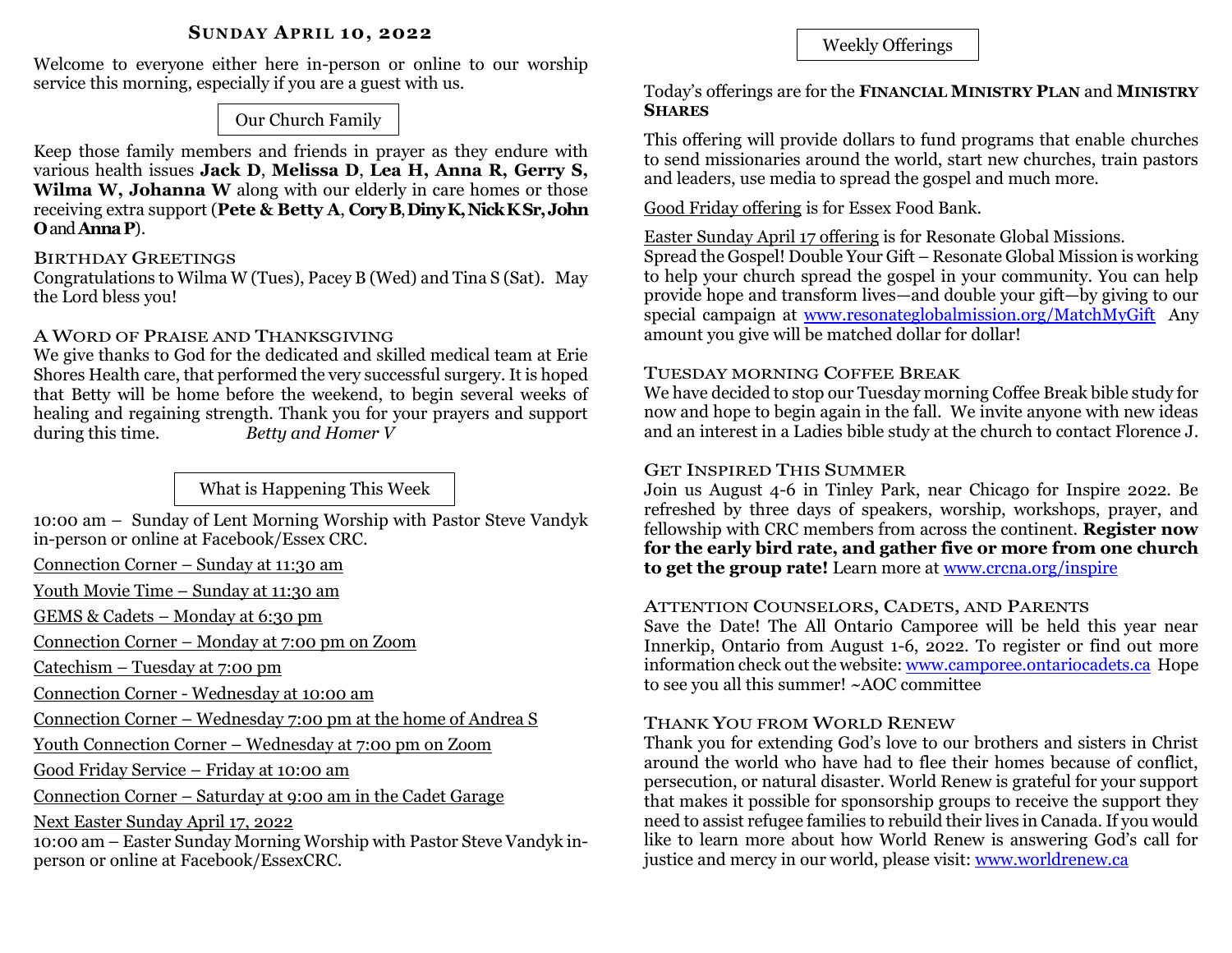## Sunday April 10, 2022

Welcome to everyone either here in-person or online to our worship service this morning, especially if you are a guest with us.

### Our Church Family

Keep those family members and friends in prayer as they endure with various health issues **Jack D**, **Melissa D**, **Lea H, Anna R, Gerry S, Wilma W, Johanna W** along with our elderly in care homes or those receiving extra support (**Pete & Betty A**, **Cory B**, **Diny K, Nick K Sr, John O** and **Anna P**).

**Birthday Greetings**
Congratulations to Wilma W (Tues), Pacey B (Wed) and Tina S (Sat). May the Lord bless you!

**A Word of Praise and Thanksgiving**
We give thanks to God for the dedicated and skilled medical team at Erie Shores Health care, that performed the very successful surgery. It is hoped that Betty will be home before the weekend, to begin several weeks of healing and regaining strength. Thank you for your prayers and support during this time. *Betty and Homer V*

### What is Happening This Week

10:00 am – Sunday of Lent Morning Worship with Pastor Steve Vandyk in-person or online at Facebook/Essex CRC.

Connection Corner – Sunday at 11:30 am

Youth Movie Time – Sunday at 11:30 am

GEMS & Cadets – Monday at 6:30 pm

Connection Corner – Monday at 7:00 pm on Zoom

Catechism – Tuesday at 7:00 pm

Connection Corner - Wednesday at 10:00 am

Connection Corner – Wednesday 7:00 pm at the home of Andrea S

Youth Connection Corner – Wednesday at 7:00 pm on Zoom

Good Friday Service – Friday at 10:00 am

Connection Corner – Saturday at 9:00 am in the Cadet Garage

Next Easter Sunday April 17, 2022
10:00 am – Easter Sunday Morning Worship with Pastor Steve Vandyk in-person or online at Facebook/EssexCRC.

### Weekly Offerings

Today's offerings are for the **Financial Ministry Plan** and **Ministry Shares**

This offering will provide dollars to fund programs that enable churches to send missionaries around the world, start new churches, train pastors and leaders, use media to spread the gospel and much more.

Good Friday offering is for Essex Food Bank.

Easter Sunday April 17 offering is for Resonate Global Missions.
Spread the Gospel! Double Your Gift – Resonate Global Mission is working to help your church spread the gospel in your community. You can help provide hope and transform lives—and double your gift—by giving to our special campaign at www.resonateglobalmission.org/MatchMyGift Any amount you give will be matched dollar for dollar!

**Tuesday morning Coffee Break**
We have decided to stop our Tuesday morning Coffee Break bible study for now and hope to begin again in the fall. We invite anyone with new ideas and an interest in a Ladies bible study at the church to contact Florence J.

**Get Inspired This Summer**
Join us August 4-6 in Tinley Park, near Chicago for Inspire 2022. Be refreshed by three days of speakers, worship, workshops, prayer, and fellowship with CRC members from across the continent. **Register now for the early bird rate, and gather five or more from one church to get the group rate!** Learn more at www.crcna.org/inspire

**Attention Counselors, Cadets, and Parents**
Save the Date! The All Ontario Camporee will be held this year near Innerkip, Ontario from August 1-6, 2022. To register or find out more information check out the website: www.camporee.ontariocadets.ca Hope to see you all this summer! ~AOC committee

**Thank You from World Renew**
Thank you for extending God's love to our brothers and sisters in Christ around the world who have had to flee their homes because of conflict, persecution, or natural disaster. World Renew is grateful for your support that makes it possible for sponsorship groups to receive the support they need to assist refugee families to rebuild their lives in Canada. If you would like to learn more about how World Renew is answering God's call for justice and mercy in our world, please visit: www.worldrenew.ca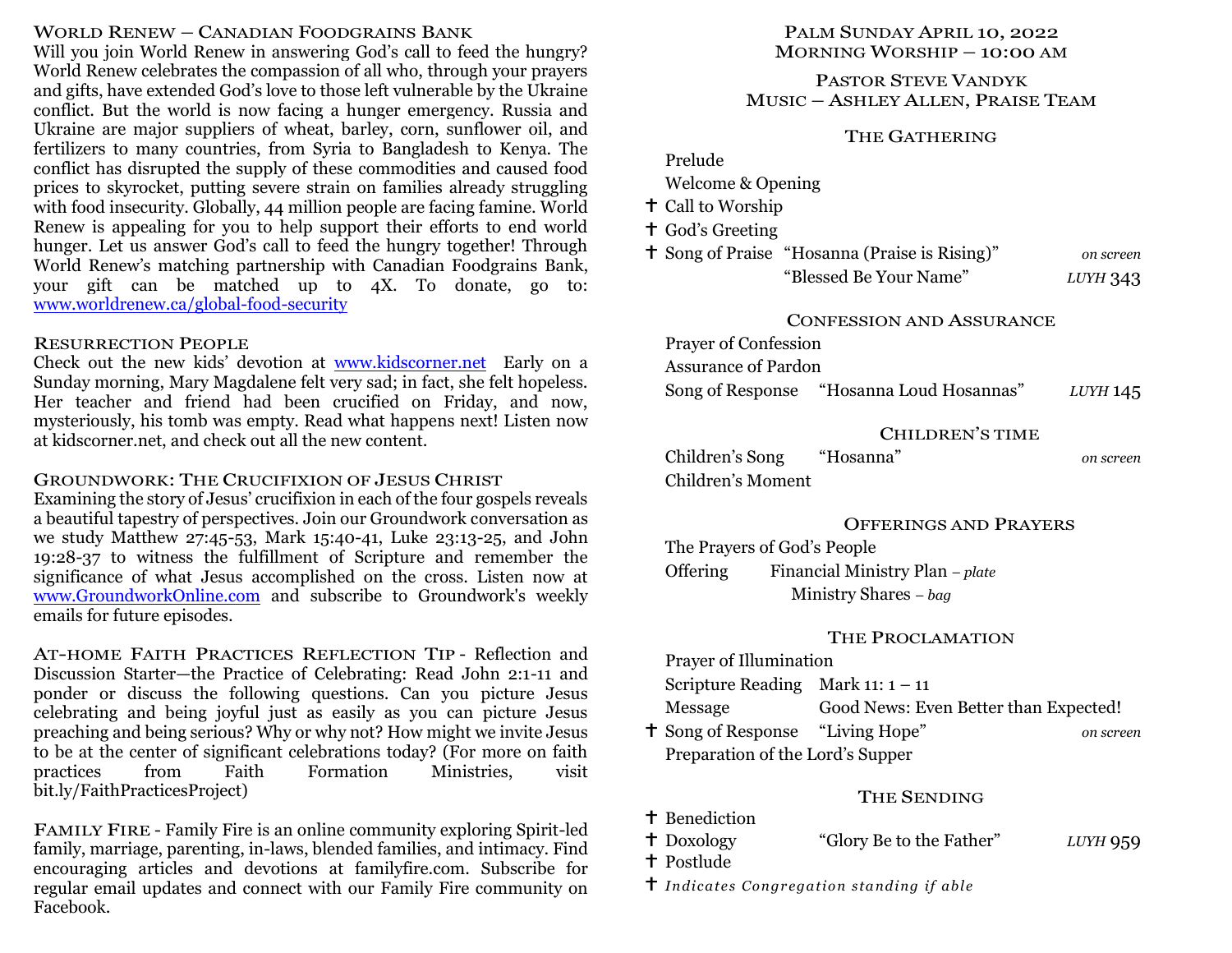## World Renew – Canadian Foodgrains Bank

Will you join World Renew in answering God's call to feed the hungry? World Renew celebrates the compassion of all who, through your prayers and gifts, have extended God's love to those left vulnerable by the Ukraine conflict. But the world is now facing a hunger emergency. Russia and Ukraine are major suppliers of wheat, barley, corn, sunflower oil, and fertilizers to many countries, from Syria to Bangladesh to Kenya. The conflict has disrupted the supply of these commodities and caused food prices to skyrocket, putting severe strain on families already struggling with food insecurity. Globally, 44 million people are facing famine. World Renew is appealing for you to help support their efforts to end world hunger. Let us answer God's call to feed the hungry together! Through World Renew's matching partnership with Canadian Foodgrains Bank, your gift can be matched up to 4X. To donate, go to: www.worldrenew.ca/global-food-security

## Resurrection People

Check out the new kids' devotion at www.kidscorner.net Early on a Sunday morning, Mary Magdalene felt very sad; in fact, she felt hopeless. Her teacher and friend had been crucified on Friday, and now, mysteriously, his tomb was empty. Read what happens next! Listen now at kidscorner.net, and check out all the new content.

## Groundwork: The Crucifixion of Jesus Christ

Examining the story of Jesus' crucifixion in each of the four gospels reveals a beautiful tapestry of perspectives. Join our Groundwork conversation as we study Matthew 27:45-53, Mark 15:40-41, Luke 23:13-25, and John 19:28-37 to witness the fulfillment of Scripture and remember the significance of what Jesus accomplished on the cross. Listen now at www.GroundworkOnline.com and subscribe to Groundwork's weekly emails for future episodes.

**At-home Faith Practices Reflection Tip** - Reflection and Discussion Starter—the Practice of Celebrating: Read John 2:1-11 and ponder or discuss the following questions. Can you picture Jesus celebrating and being joyful just as easily as you can picture Jesus preaching and being serious? Why or why not? How might we invite Jesus to be at the center of significant celebrations today? (For more on faith practices from Faith Formation Ministries, visit bit.ly/FaithPracticesProject)

**Family Fire** - Family Fire is an online community exploring Spirit-led family, marriage, parenting, in-laws, blended families, and intimacy. Find encouraging articles and devotions at familyfire.com. Subscribe for regular email updates and connect with our Family Fire community on Facebook.

# Palm Sunday April 10, 2022
## Morning Worship – 10:00 AM

**Pastor Steve Vandyk**
**Music – Ashley Allen, Praise Team**

### The Gathering

Prelude
Welcome & Opening
✝ Call to Worship
✝ God's Greeting
✝ Song of Praise "Hosanna (Praise is Rising)" *on screen*
"Blessed Be Your Name" *LUYH* 343

### Confession and Assurance

Prayer of Confession
Assurance of Pardon
Song of Response "Hosanna Loud Hosannas" *LUYH* 145

### Children's Time

Children's Song "Hosanna" *on screen*
Children's Moment

### Offerings and Prayers

The Prayers of God's People
Offering Financial Ministry Plan – *plate*
Ministry Shares – *bag*

### The Proclamation

Prayer of Illumination
Scripture Reading Mark 11: 1 – 11
Message Good News: Even Better than Expected!
✝ Song of Response "Living Hope" *on screen*
Preparation of the Lord's Supper

### The Sending

✝ Benediction
✝ Doxology "Glory Be to the Father" *LUYH* 959
✝ Postlude

✝ *Indicates Congregation standing if able*